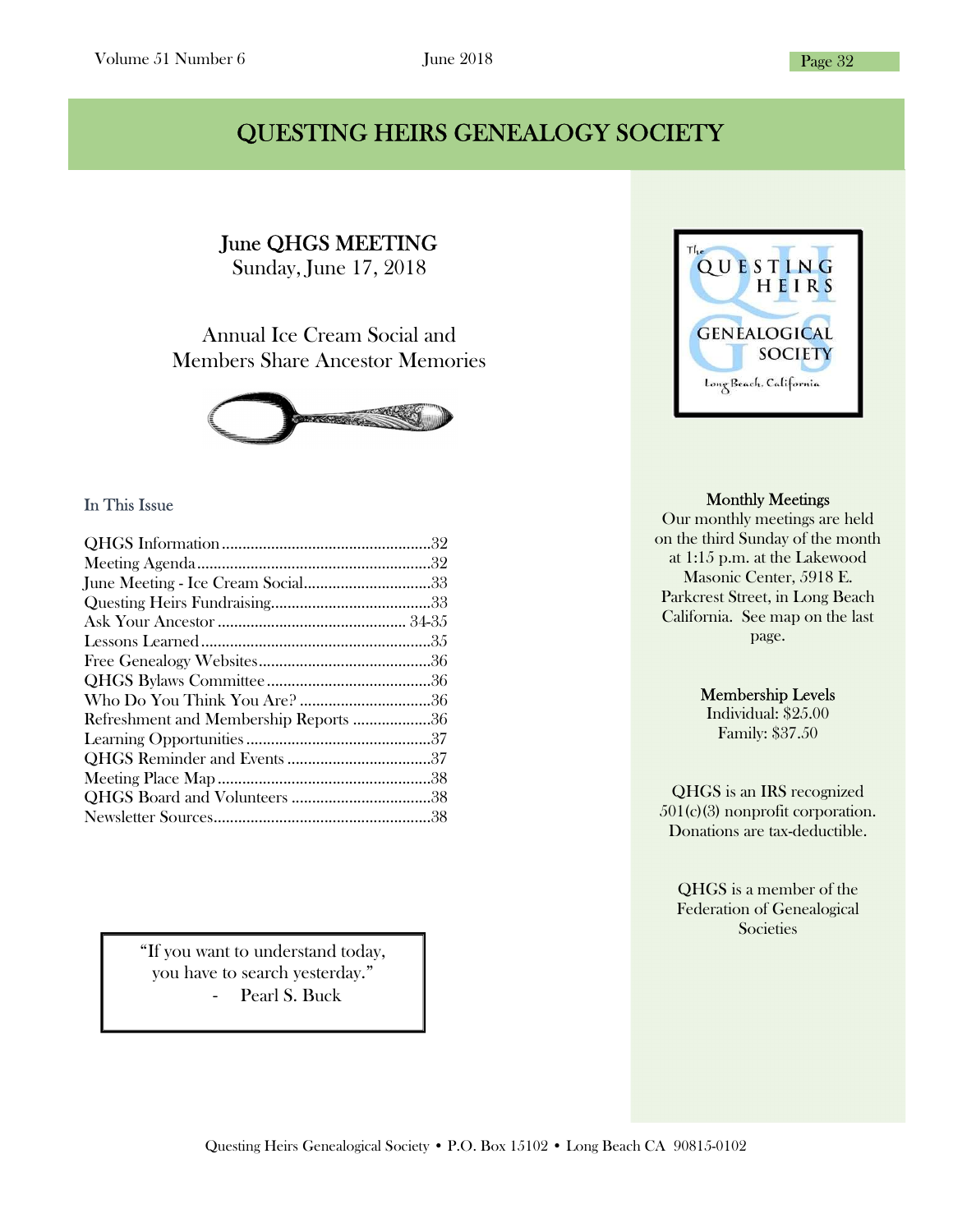# QUESTING HEIRS GENEALOGY SOCIETY

## June QHGS MEETING

Sunday, June 17, 2018

Annual Ice Cream Social and
Members Share Ancestor Memories

### In This Issue

| | |
|---|---|
| QHGS Information | 32 |
| Meeting Agenda | 32 |
| June Meeting - Ice Cream Social | 33 |
| Questing Heirs Fundraising | 33 |
| Ask Your Ancestor | 34-35 |
| Lessons Learned | 35 |
| Free Genealogy Websites | 36 |
| QHGS Bylaws Committee | 36 |
| Who Do You Think You Are? | 36 |
| Refreshment and Membership Reports | 36 |
| Learning Opportunities | 37 |
| QHGS Reminder and Events | 37 |
| Meeting Place Map | 38 |
| QHGS Board and Volunteers | 38 |
| Newsletter Sources | 38 |

> "If you want to understand today,
> you have to search yesterday."
> - Pearl S. Buck

**Monthly Meetings**
Our monthly meetings are held on the third Sunday of the month at 1:15 p.m. at the Lakewood Masonic Center, 5918 E. Parkcrest Street, in Long Beach California. See map on the last page.

**Membership Levels**
Individual: $25.00
Family: $37.50

QHGS is an IRS recognized 501(c)(3) nonprofit corporation. Donations are tax-deductible.

QHGS is a member of the Federation of Genealogical Societies

Questing Heirs Genealogical Society • P.O. Box 15102 • Long Beach CA 90815-0102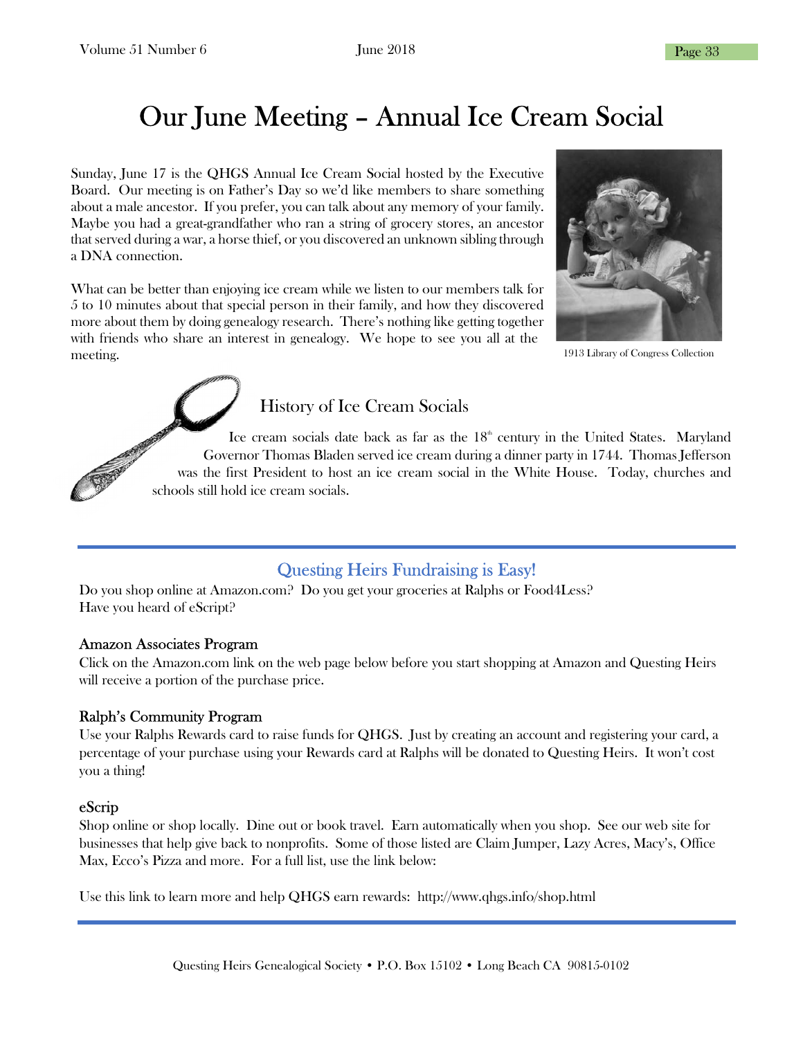# Our June Meeting – Annual Ice Cream Social

Sunday, June 17 is the QHGS Annual Ice Cream Social hosted by the Executive Board. Our meeting is on Father's Day so we'd like members to share something about a male ancestor. If you prefer, you can talk about any memory of your family. Maybe you had a great-grandfather who ran a string of grocery stores, an ancestor that served during a war, a horse thief, or you discovered an unknown sibling through a DNA connection.

What can be better than enjoying ice cream while we listen to our members talk for 5 to 10 minutes about that special person in their family, and how they discovered more about them by doing genealogy research. There's nothing like getting together with friends who share an interest in genealogy. We hope to see you all at the meeting.

1913 Library of Congress Collection

## History of Ice Cream Socials

Ice cream socials date back as far as the 18th century in the United States. Maryland Governor Thomas Bladen served ice cream during a dinner party in 1744. Thomas Jefferson was the first President to host an ice cream social in the White House. Today, churches and schools still hold ice cream socials.

## Questing Heirs Fundraising is Easy!

Do you shop online at Amazon.com? Do you get your groceries at Ralphs or Food4Less?
Have you heard of eScript?

### Amazon Associates Program

Click on the Amazon.com link on the web page below before you start shopping at Amazon and Questing Heirs will receive a portion of the purchase price.

### Ralph's Community Program

Use your Ralphs Rewards card to raise funds for QHGS. Just by creating an account and registering your card, a percentage of your purchase using your Rewards card at Ralphs will be donated to Questing Heirs. It won't cost you a thing!

### eScrip

Shop online or shop locally. Dine out or book travel. Earn automatically when you shop. See our web site for businesses that help give back to nonprofits. Some of those listed are Claim Jumper, Lazy Acres, Macy's, Office Max, Ecco's Pizza and more. For a full list, use the link below:

Use this link to learn more and help QHGS earn rewards: http://www.qhgs.info/shop.html

Questing Heirs Genealogical Society • P.O. Box 15102 • Long Beach CA 90815-0102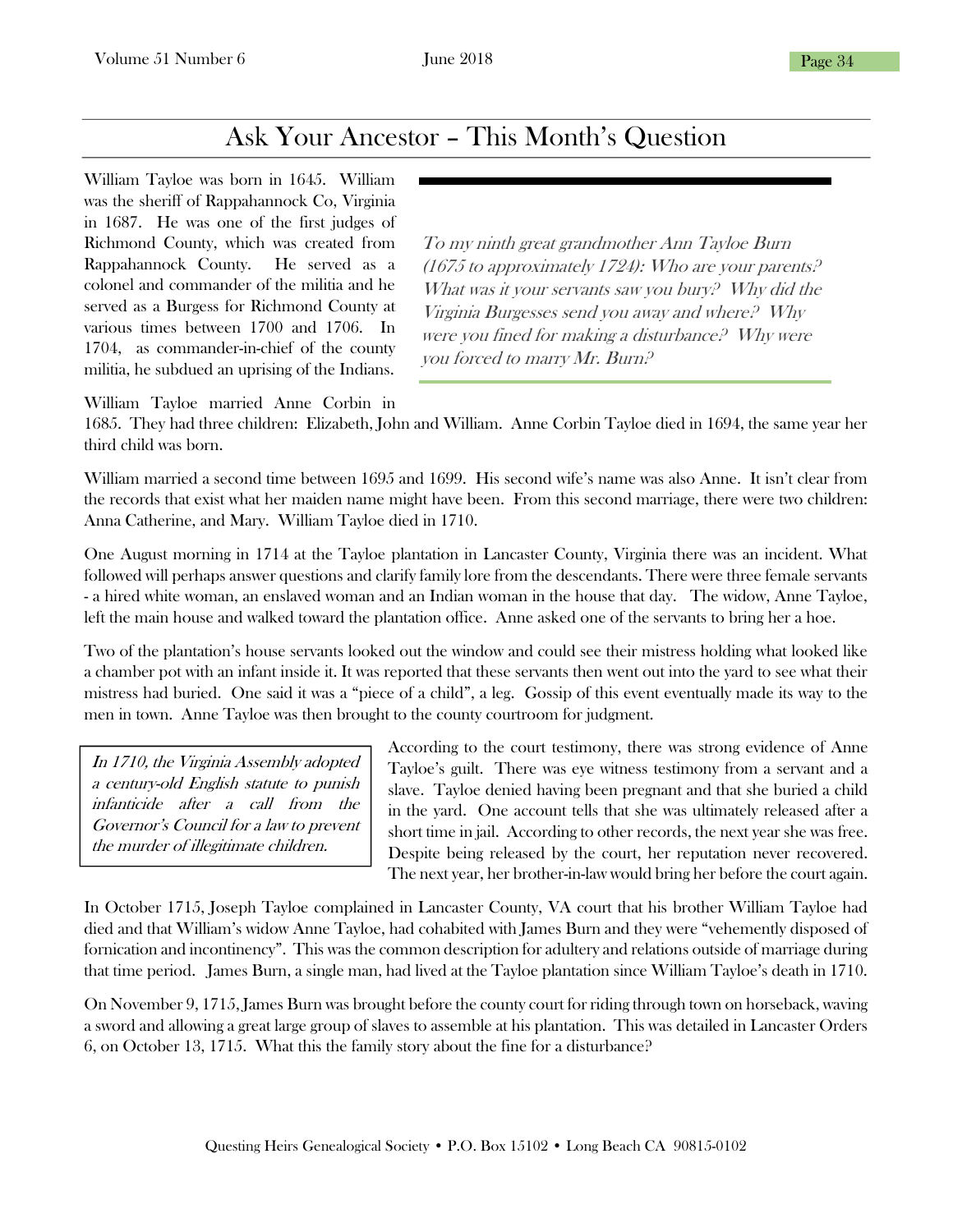# Ask Your Ancestor – This Month's Question

*To my ninth great grandmother Ann Tayloe Burn (1675 to approximately 1724): Who are your parents? What was it your servants saw you bury? Why did the Virginia Burgesses send you away and where? Why were you fined for making a disturbance? Why were you forced to marry Mr. Burn?*

William Tayloe was born in 1645. William was the sheriff of Rappahannock Co, Virginia in 1687. He was one of the first judges of Richmond County, which was created from Rappahannock County. He served as a colonel and commander of the militia and he served as a Burgess for Richmond County at various times between 1700 and 1706. In 1704, as commander-in-chief of the county militia, he subdued an uprising of the Indians.

William Tayloe married Anne Corbin in 1685. They had three children: Elizabeth, John and William. Anne Corbin Tayloe died in 1694, the same year her third child was born.

William married a second time between 1695 and 1699. His second wife's name was also Anne. It isn't clear from the records that exist what her maiden name might have been. From this second marriage, there were two children: Anna Catherine, and Mary. William Tayloe died in 1710.

One August morning in 1714 at the Tayloe plantation in Lancaster County, Virginia there was an incident. What followed will perhaps answer questions and clarify family lore from the descendants. There were three female servants - a hired white woman, an enslaved woman and an Indian woman in the house that day. The widow, Anne Tayloe, left the main house and walked toward the plantation office. Anne asked one of the servants to bring her a hoe.

Two of the plantation's house servants looked out the window and could see their mistress holding what looked like a chamber pot with an infant inside it. It was reported that these servants then went out into the yard to see what their mistress had buried. One said it was a "piece of a child", a leg. Gossip of this event eventually made its way to the men in town. Anne Tayloe was then brought to the county courtroom for judgment.

*In 1710, the Virginia Assembly adopted a century-old English statute to punish infanticide after a call from the Governor's Council for a law to prevent the murder of illegitimate children.*

According to the court testimony, there was strong evidence of Anne Tayloe's guilt. There was eye witness testimony from a servant and a slave. Tayloe denied having been pregnant and that she buried a child in the yard. One account tells that she was ultimately released after a short time in jail. According to other records, the next year she was free. Despite being released by the court, her reputation never recovered. The next year, her brother-in-law would bring her before the court again.

In October 1715, Joseph Tayloe complained in Lancaster County, VA court that his brother William Tayloe had died and that William's widow Anne Tayloe, had cohabited with James Burn and they were "vehemently disposed of fornication and incontinency". This was the common description for adultery and relations outside of marriage during that time period. James Burn, a single man, had lived at the Tayloe plantation since William Tayloe's death in 1710.

On November 9, 1715, James Burn was brought before the county court for riding through town on horseback, waving a sword and allowing a great large group of slaves to assemble at his plantation. This was detailed in Lancaster Orders 6, on October 13, 1715. What this the family story about the fine for a disturbance?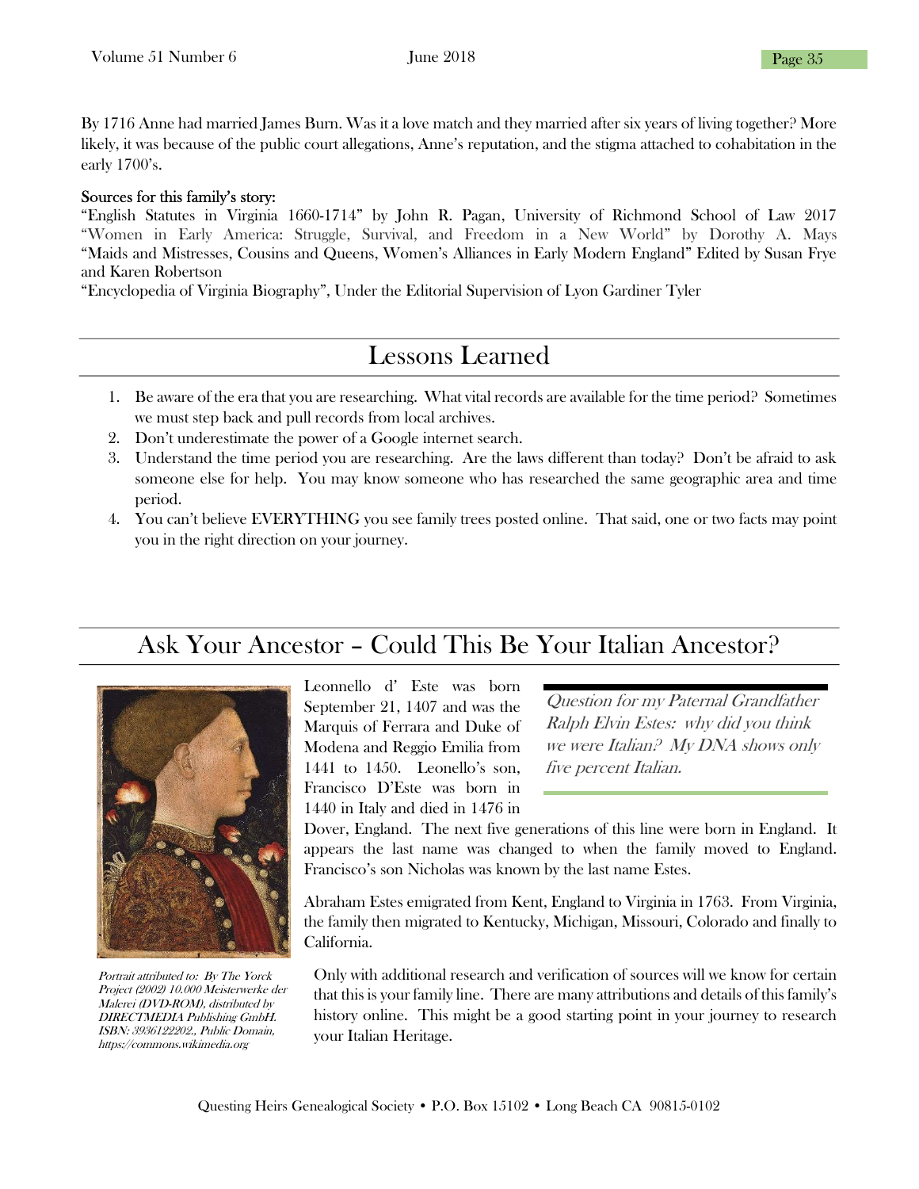By 1716 Anne had married James Burn. Was it a love match and they married after six years of living together? More likely, it was because of the public court allegations, Anne's reputation, and the stigma attached to cohabitation in the early 1700's.

**Sources for this family's story:**

"English Statutes in Virginia 1660-1714" by John R. Pagan, University of Richmond School of Law 2017
"Women in Early America: Struggle, Survival, and Freedom in a New World" by Dorothy A. Mays
"Maids and Mistresses, Cousins and Queens, Women's Alliances in Early Modern England" Edited by Susan Frye and Karen Robertson
"Encyclopedia of Virginia Biography", Under the Editorial Supervision of Lyon Gardiner Tyler

## Lessons Learned

1. Be aware of the era that you are researching. What vital records are available for the time period? Sometimes we must step back and pull records from local archives.
2. Don't underestimate the power of a Google internet search.
3. Understand the time period you are researching. Are the laws different than today? Don't be afraid to ask someone else for help. You may know someone who has researched the same geographic area and time period.
4. You can't believe EVERYTHING you see family trees posted online. That said, one or two facts may point you in the right direction on your journey.

## Ask Your Ancestor – Could This Be Your Italian Ancestor?

*Portrait attributed to: By The Yorck Project (2002) 10.000 Meisterwerke der Malerei (DVD-ROM), distributed by DIRECTMEDIA Publishing GmbH. ISBN: 3936122202., Public Domain, https://commons.wikimedia.org*

*Question for my Paternal Grandfather Ralph Elvin Estes: why did you think we were Italian? My DNA shows only five percent Italian.*

Leonnello d' Este was born September 21, 1407 and was the Marquis of Ferrara and Duke of Modena and Reggio Emilia from 1441 to 1450. Leonello's son, Francisco D'Este was born in 1440 in Italy and died in 1476 in Dover, England. The next five generations of this line were born in England. It appears the last name was changed to when the family moved to England. Francisco's son Nicholas was known by the last name Estes.

Abraham Estes emigrated from Kent, England to Virginia in 1763. From Virginia, the family then migrated to Kentucky, Michigan, Missouri, Colorado and finally to California.

Only with additional research and verification of sources will we know for certain that this is your family line. There are many attributions and details of this family's history online. This might be a good starting point in your journey to research your Italian Heritage.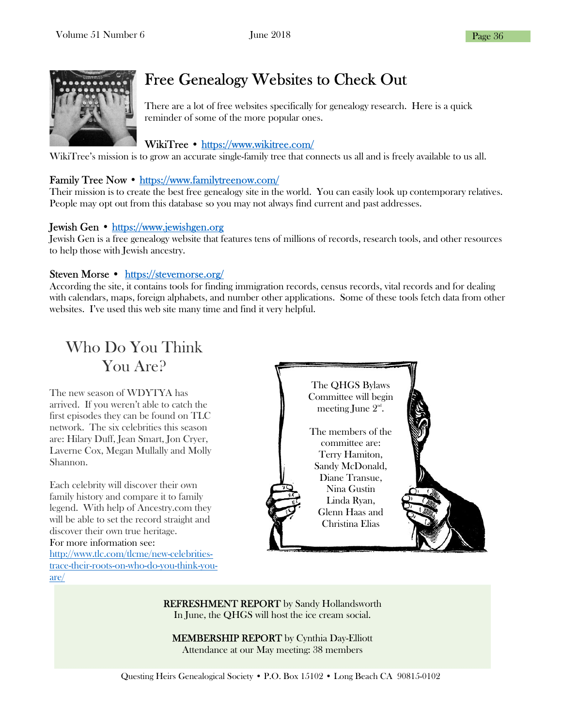# Free Genealogy Websites to Check Out

There are a lot of free websites specifically for genealogy research. Here is a quick reminder of some of the more popular ones.

**WikiTree** • https://www.wikitree.com/

WikiTree's mission is to grow an accurate single-family tree that connects us all and is freely available to us all.

**Family Tree Now** • https://www.familytreenow.com/

Their mission is to create the best free genealogy site in the world. You can easily look up contemporary relatives. People may opt out from this database so you may not always find current and past addresses.

**Jewish Gen** • https://www.jewishgen.org

Jewish Gen is a free genealogy website that features tens of millions of records, research tools, and other resources to help those with Jewish ancestry.

**Steven Morse** • https://stevemorse.org/

According the site, it contains tools for finding immigration records, census records, vital records and for dealing with calendars, maps, foreign alphabets, and number other applications. Some of these tools fetch data from other websites. I've used this web site many time and find it very helpful.

## Who Do You Think You Are?

The new season of WDYTYA has arrived. If you weren't able to catch the first episodes they can be found on TLC network. The six celebrities this season are: Hilary Duff, Jean Smart, Jon Cryer, Laverne Cox, Megan Mullally and Molly Shannon.

Each celebrity will discover their own family history and compare it to family legend. With help of Ancestry.com they will be able to set the record straight and discover their own true heritage.

For more information see: http://www.tlc.com/tlcme/new-celebrities-trace-their-roots-on-who-do-you-think-you-are/

The QHGS Bylaws Committee will begin meeting June 2nd.

The members of the committee are:
Terry Hamiton,
Sandy McDonald,
Diane Transue,
Nina Gustin
Linda Ryan,
Glenn Haas and
Christina Elias

**REFRESHMENT REPORT** by Sandy Hollandsworth
In June, the QHGS will host the ice cream social.

**MEMBERSHIP REPORT** by Cynthia Day-Elliott
Attendance at our May meeting: 38 members

Questing Heirs Genealogical Society • P.O. Box 15102 • Long Beach CA 90815-0102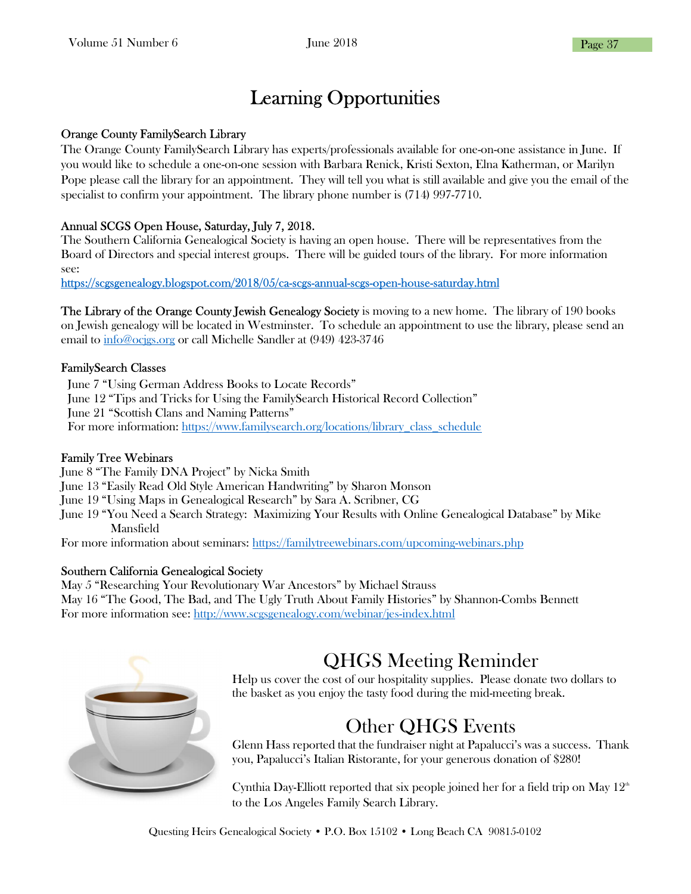# Learning Opportunities

**Orange County FamilySearch Library**

The Orange County FamilySearch Library has experts/professionals available for one-on-one assistance in June. If you would like to schedule a one-on-one session with Barbara Renick, Kristi Sexton, Elna Katherman, or Marilyn Pope please call the library for an appointment. They will tell you what is still available and give you the email of the specialist to confirm your appointment. The library phone number is (714) 997-7710.

**Annual SCGS Open House, Saturday, July 7, 2018.**

The Southern California Genealogical Society is having an open house. There will be representatives from the Board of Directors and special interest groups. There will be guided tours of the library. For more information see:
https://scgsgenealogy.blogspot.com/2018/05/ca-scgs-annual-scgs-open-house-saturday.html

**The Library of the Orange County Jewish Genealogy Society** is moving to a new home. The library of 190 books on Jewish genealogy will be located in Westminster. To schedule an appointment to use the library, please send an email to info@ocjgs.org or call Michelle Sandler at (949) 423-3746

**FamilySearch Classes**

June 7 "Using German Address Books to Locate Records"
June 12 "Tips and Tricks for Using the FamilySearch Historical Record Collection"
June 21 "Scottish Clans and Naming Patterns"
For more information: https://www.familysearch.org/locations/library_class_schedule

**Family Tree Webinars**

June 8 "The Family DNA Project" by Nicka Smith
June 13 "Easily Read Old Style American Handwriting" by Sharon Monson
June 19 "Using Maps in Genealogical Research" by Sara A. Scribner, CG
June 19 "You Need a Search Strategy: Maximizing Your Results with Online Genealogical Database" by Mike Mansfield
For more information about seminars: https://familytreewebinars.com/upcoming-webinars.php

**Southern California Genealogical Society**

May 5 "Researching Your Revolutionary War Ancestors" by Michael Strauss
May 16 "The Good, The Bad, and The Ugly Truth About Family Histories" by Shannon-Combs Bennett
For more information see: http://www.scgsgenealogy.com/webinar/jes-index.html

## QHGS Meeting Reminder

Help us cover the cost of our hospitality supplies. Please donate two dollars to the basket as you enjoy the tasty food during the mid-meeting break.

## Other QHGS Events

Glenn Hass reported that the fundraiser night at Papalucci's was a success. Thank you, Papalucci's Italian Ristorante, for your generous donation of $280!

Cynthia Day-Elliott reported that six people joined her for a field trip on May 12th to the Los Angeles Family Search Library.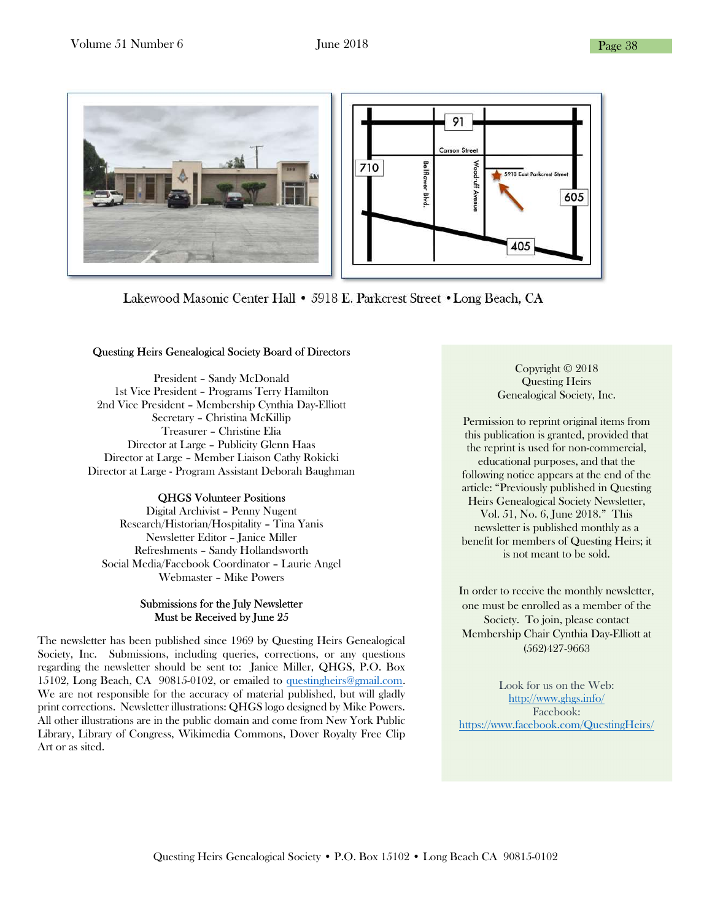Lakewood Masonic Center Hall • 5918 E. Parkcrest Street • Long Beach, CA

**Questing Heirs Genealogical Society Board of Directors**

President – Sandy McDonald
1st Vice President – Programs Terry Hamilton
2nd Vice President – Membership Cynthia Day-Elliott
Secretary – Christina McKillip
Treasurer – Christine Elia
Director at Large – Publicity Glenn Haas
Director at Large – Member Liaison Cathy Rokicki
Director at Large - Program Assistant Deborah Baughman

**QHGS Volunteer Positions**

Digital Archivist – Penny Nugent
Research/Historian/Hospitality – Tina Yanis
Newsletter Editor – Janice Miller
Refreshments – Sandy Hollandsworth
Social Media/Facebook Coordinator – Laurie Angel
Webmaster – Mike Powers

**Submissions for the July Newsletter**
**Must be Received by June 25**

The newsletter has been published since 1969 by Questing Heirs Genealogical Society, Inc. Submissions, including queries, corrections, or any questions regarding the newsletter should be sent to: Janice Miller, QHGS, P.O. Box 15102, Long Beach, CA 90815-0102, or emailed to questingheirs@gmail.com. We are not responsible for the accuracy of material published, but will gladly print corrections. Newsletter illustrations: QHGS logo designed by Mike Powers. All other illustrations are in the public domain and come from New York Public Library, Library of Congress, Wikimedia Commons, Dover Royalty Free Clip Art or as sited.

Copyright © 2018
Questing Heirs
Genealogical Society, Inc.

Permission to reprint original items from this publication is granted, provided that the reprint is used for non-commercial, educational purposes, and that the following notice appears at the end of the article: "Previously published in Questing Heirs Genealogical Society Newsletter, Vol. 51, No. 6, June 2018." This newsletter is published monthly as a benefit for members of Questing Heirs; it is not meant to be sold.

In order to receive the monthly newsletter, one must be enrolled as a member of the Society. To join, please contact Membership Chair Cynthia Day-Elliott at (562)427-9663

Look for us on the Web:
http://www.qhgs.info/
Facebook:
https://www.facebook.com/QuestingHeirs/